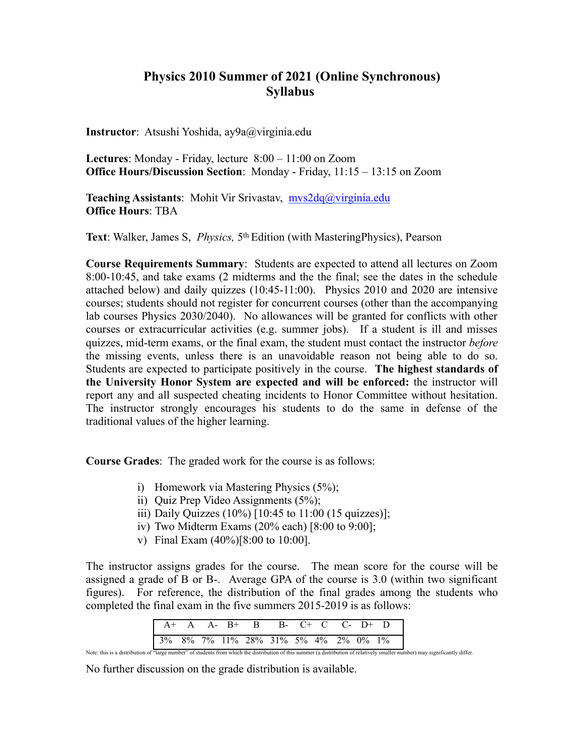# Physics 2010 Summer of 2021 (Online Synchronous)
# Syllabus

**Instructor**: Atsushi Yoshida, ay9a@virginia.edu

**Lectures**: Monday - Friday, lecture 8:00 – 11:00 on Zoom
**Office Hours/Discussion Section**: Monday - Friday, 11:15 – 13:15 on Zoom

**Teaching Assistants**: Mohit Vir Srivastav, mvs2dq@virginia.edu
**Office Hours**: TBA

**Text**: Walker, James S, *Physics,* 5th Edition (with MasteringPhysics), Pearson

**Course Requirements Summary**: Students are expected to attend all lectures on Zoom 8:00-10:45, and take exams (2 midterms and the the final; see the dates in the schedule attached below) and daily quizzes (10:45-11:00). Physics 2010 and 2020 are intensive courses; students should not register for concurrent courses (other than the accompanying lab courses Physics 2030/2040). No allowances will be granted for conflicts with other courses or extracurricular activities (e.g. summer jobs). If a student is ill and misses quizzes, mid-term exams, or the final exam, the student must contact the instructor *before* the missing events, unless there is an unavoidable reason not being able to do so. Students are expected to participate positively in the course. **The highest standards of the University Honor System are expected and will be enforced:** the instructor will report any and all suspected cheating incidents to Honor Committee without hesitation. The instructor strongly encourages his students to do the same in defense of the traditional values of the higher learning.

**Course Grades**: The graded work for the course is as follows:

i) Homework via Mastering Physics (5%);
ii) Quiz Prep Video Assignments (5%);
iii) Daily Quizzes (10%) [10:45 to 11:00 (15 quizzes)];
iv) Two Midterm Exams (20% each) [8:00 to 9:00];
v) Final Exam (40%)[8:00 to 10:00].

The instructor assigns grades for the course. The mean score for the course will be assigned a grade of B or B-. Average GPA of the course is 3.0 (within two significant figures). For reference, the distribution of the final grades among the students who completed the final exam in the five summers 2015-2019 is as follows:

| A+ | A | A- | B+ | B | B- | C+ | C | C- | D+ | D |
|---|---|---|---|---|---|---|---|---|---|---|
| 3% | 8% | 7% | 11% | 28% | 31% | 5% | 4% | 2% | 0% | 1% |

Note: this is a distribution of "large number" of students from which the distribution of this summer (a distribution of relatively smaller number) may significantly differ.

No further discussion on the grade distribution is available.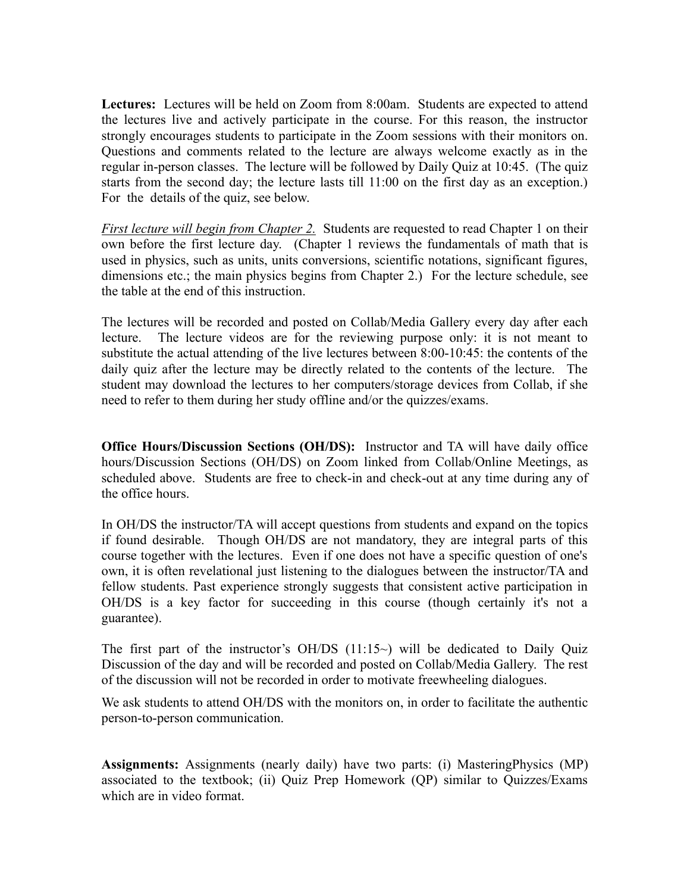**Lectures:** Lectures will be held on Zoom from 8:00am. Students are expected to attend the lectures live and actively participate in the course. For this reason, the instructor strongly encourages students to participate in the Zoom sessions with their monitors on. Questions and comments related to the lecture are always welcome exactly as in the regular in-person classes. The lecture will be followed by Daily Quiz at 10:45. (The quiz starts from the second day; the lecture lasts till 11:00 on the first day as an exception.) For the details of the quiz, see below.

*First lecture will begin from Chapter 2.* Students are requested to read Chapter 1 on their own before the first lecture day. (Chapter 1 reviews the fundamentals of math that is used in physics, such as units, units conversions, scientific notations, significant figures, dimensions etc.; the main physics begins from Chapter 2.) For the lecture schedule, see the table at the end of this instruction.

The lectures will be recorded and posted on Collab/Media Gallery every day after each lecture. The lecture videos are for the reviewing purpose only: it is not meant to substitute the actual attending of the live lectures between 8:00-10:45: the contents of the daily quiz after the lecture may be directly related to the contents of the lecture. The student may download the lectures to her computers/storage devices from Collab, if she need to refer to them during her study offline and/or the quizzes/exams.

**Office Hours/Discussion Sections (OH/DS):** Instructor and TA will have daily office hours/Discussion Sections (OH/DS) on Zoom linked from Collab/Online Meetings, as scheduled above. Students are free to check-in and check-out at any time during any of the office hours.

In OH/DS the instructor/TA will accept questions from students and expand on the topics if found desirable. Though OH/DS are not mandatory, they are integral parts of this course together with the lectures. Even if one does not have a specific question of one's own, it is often revelational just listening to the dialogues between the instructor/TA and fellow students. Past experience strongly suggests that consistent active participation in OH/DS is a key factor for succeeding in this course (though certainly it's not a guarantee).

The first part of the instructor's OH/DS (11:15~) will be dedicated to Daily Quiz Discussion of the day and will be recorded and posted on Collab/Media Gallery. The rest of the discussion will not be recorded in order to motivate freewheeling dialogues.

We ask students to attend OH/DS with the monitors on, in order to facilitate the authentic person-to-person communication.

**Assignments:** Assignments (nearly daily) have two parts: (i) MasteringPhysics (MP) associated to the textbook; (ii) Quiz Prep Homework (QP) similar to Quizzes/Exams which are in video format.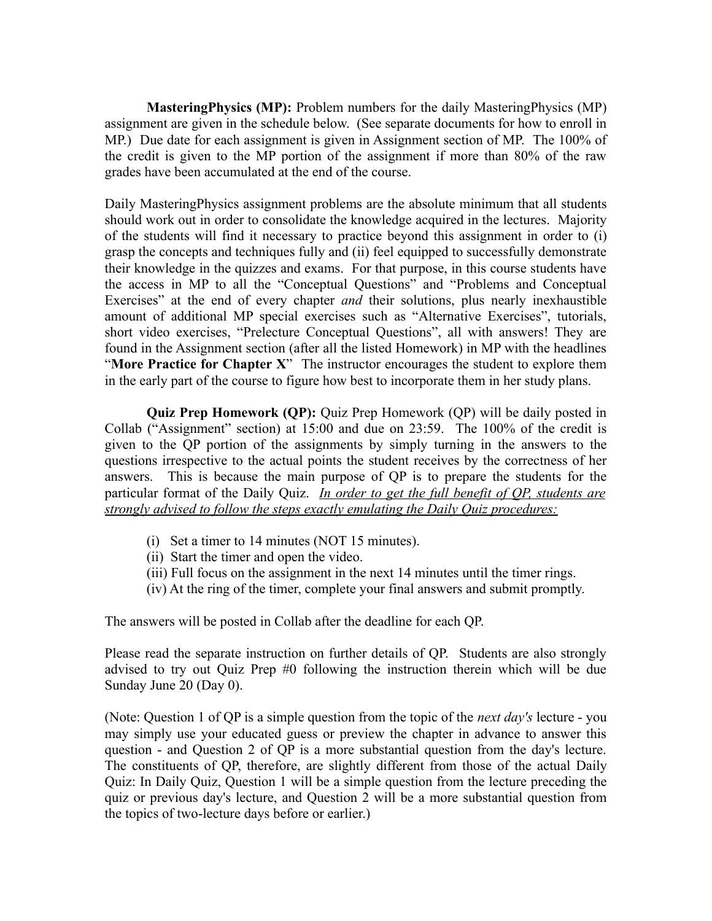**MasteringPhysics (MP):** Problem numbers for the daily MasteringPhysics (MP) assignment are given in the schedule below. (See separate documents for how to enroll in MP.) Due date for each assignment is given in Assignment section of MP. The 100% of the credit is given to the MP portion of the assignment if more than 80% of the raw grades have been accumulated at the end of the course.

Daily MasteringPhysics assignment problems are the absolute minimum that all students should work out in order to consolidate the knowledge acquired in the lectures. Majority of the students will find it necessary to practice beyond this assignment in order to (i) grasp the concepts and techniques fully and (ii) feel equipped to successfully demonstrate their knowledge in the quizzes and exams. For that purpose, in this course students have the access in MP to all the "Conceptual Questions" and "Problems and Conceptual Exercises" at the end of every chapter *and* their solutions, plus nearly inexhaustible amount of additional MP special exercises such as "Alternative Exercises", tutorials, short video exercises, "Prelecture Conceptual Questions", all with answers! They are found in the Assignment section (after all the listed Homework) in MP with the headlines "**More Practice for Chapter X**" The instructor encourages the student to explore them in the early part of the course to figure how best to incorporate them in her study plans.

**Quiz Prep Homework (QP):** Quiz Prep Homework (QP) will be daily posted in Collab ("Assignment" section) at 15:00 and due on 23:59. The 100% of the credit is given to the QP portion of the assignments by simply turning in the answers to the questions irrespective to the actual points the student receives by the correctness of her answers. This is because the main purpose of QP is to prepare the students for the particular format of the Daily Quiz. *In order to get the full benefit of QP, students are strongly advised to follow the steps exactly emulating the Daily Quiz procedures:*

(i) Set a timer to 14 minutes (NOT 15 minutes).
(ii) Start the timer and open the video.
(iii) Full focus on the assignment in the next 14 minutes until the timer rings.
(iv) At the ring of the timer, complete your final answers and submit promptly.

The answers will be posted in Collab after the deadline for each QP.

Please read the separate instruction on further details of QP. Students are also strongly advised to try out Quiz Prep #0 following the instruction therein which will be due Sunday June 20 (Day 0).

(Note: Question 1 of QP is a simple question from the topic of the *next day's* lecture - you may simply use your educated guess or preview the chapter in advance to answer this question - and Question 2 of QP is a more substantial question from the day's lecture. The constituents of QP, therefore, are slightly different from those of the actual Daily Quiz: In Daily Quiz, Question 1 will be a simple question from the lecture preceding the quiz or previous day's lecture, and Question 2 will be a more substantial question from the topics of two-lecture days before or earlier.)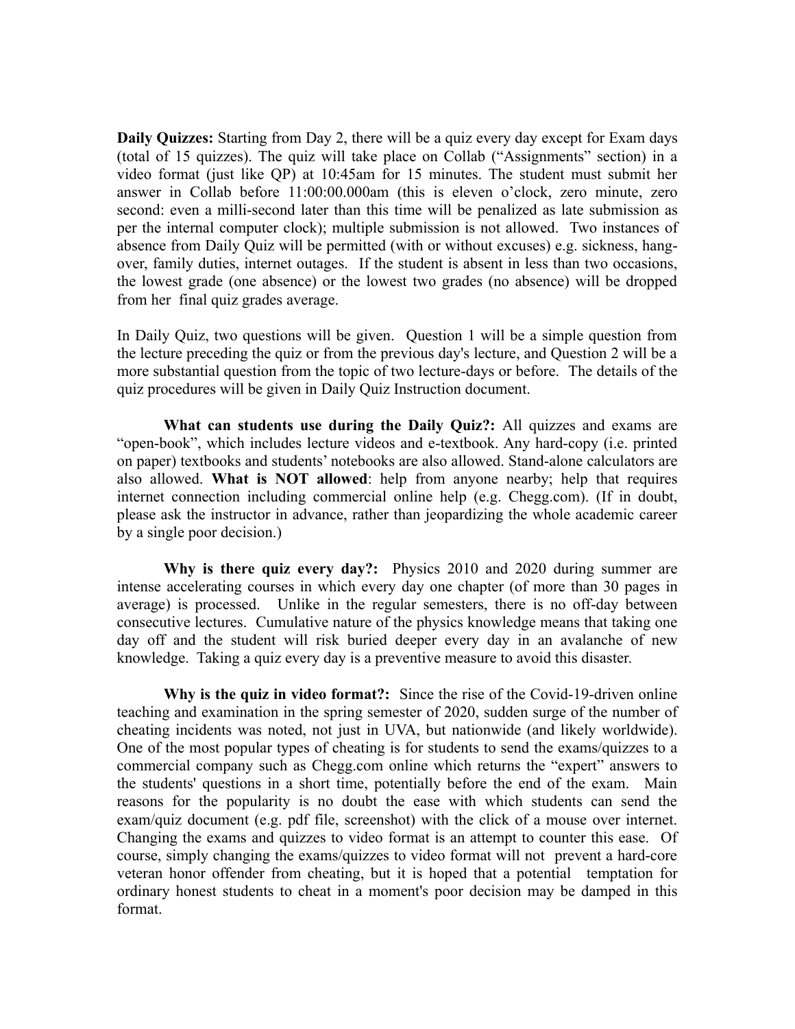**Daily Quizzes:** Starting from Day 2, there will be a quiz every day except for Exam days (total of 15 quizzes). The quiz will take place on Collab ("Assignments" section) in a video format (just like QP) at 10:45am for 15 minutes. The student must submit her answer in Collab before 11:00:00.000am (this is eleven o'clock, zero minute, zero second: even a milli-second later than this time will be penalized as late submission as per the internal computer clock); multiple submission is not allowed. Two instances of absence from Daily Quiz will be permitted (with or without excuses) e.g. sickness, hang-over, family duties, internet outages. If the student is absent in less than two occasions, the lowest grade (one absence) or the lowest two grades (no absence) will be dropped from her final quiz grades average.

In Daily Quiz, two questions will be given. Question 1 will be a simple question from the lecture preceding the quiz or from the previous day's lecture, and Question 2 will be a more substantial question from the topic of two lecture-days or before. The details of the quiz procedures will be given in Daily Quiz Instruction document.

**What can students use during the Daily Quiz?:** All quizzes and exams are "open-book", which includes lecture videos and e-textbook. Any hard-copy (i.e. printed on paper) textbooks and students' notebooks are also allowed. Stand-alone calculators are also allowed. **What is NOT allowed**: help from anyone nearby; help that requires internet connection including commercial online help (e.g. Chegg.com). (If in doubt, please ask the instructor in advance, rather than jeopardizing the whole academic career by a single poor decision.)

**Why is there quiz every day?:** Physics 2010 and 2020 during summer are intense accelerating courses in which every day one chapter (of more than 30 pages in average) is processed. Unlike in the regular semesters, there is no off-day between consecutive lectures. Cumulative nature of the physics knowledge means that taking one day off and the student will risk buried deeper every day in an avalanche of new knowledge. Taking a quiz every day is a preventive measure to avoid this disaster.

**Why is the quiz in video format?:** Since the rise of the Covid-19-driven online teaching and examination in the spring semester of 2020, sudden surge of the number of cheating incidents was noted, not just in UVA, but nationwide (and likely worldwide). One of the most popular types of cheating is for students to send the exams/quizzes to a commercial company such as Chegg.com online which returns the "expert" answers to the students' questions in a short time, potentially before the end of the exam. Main reasons for the popularity is no doubt the ease with which students can send the exam/quiz document (e.g. pdf file, screenshot) with the click of a mouse over internet. Changing the exams and quizzes to video format is an attempt to counter this ease. Of course, simply changing the exams/quizzes to video format will not prevent a hard-core veteran honor offender from cheating, but it is hoped that a potential temptation for ordinary honest students to cheat in a moment's poor decision may be damped in this format.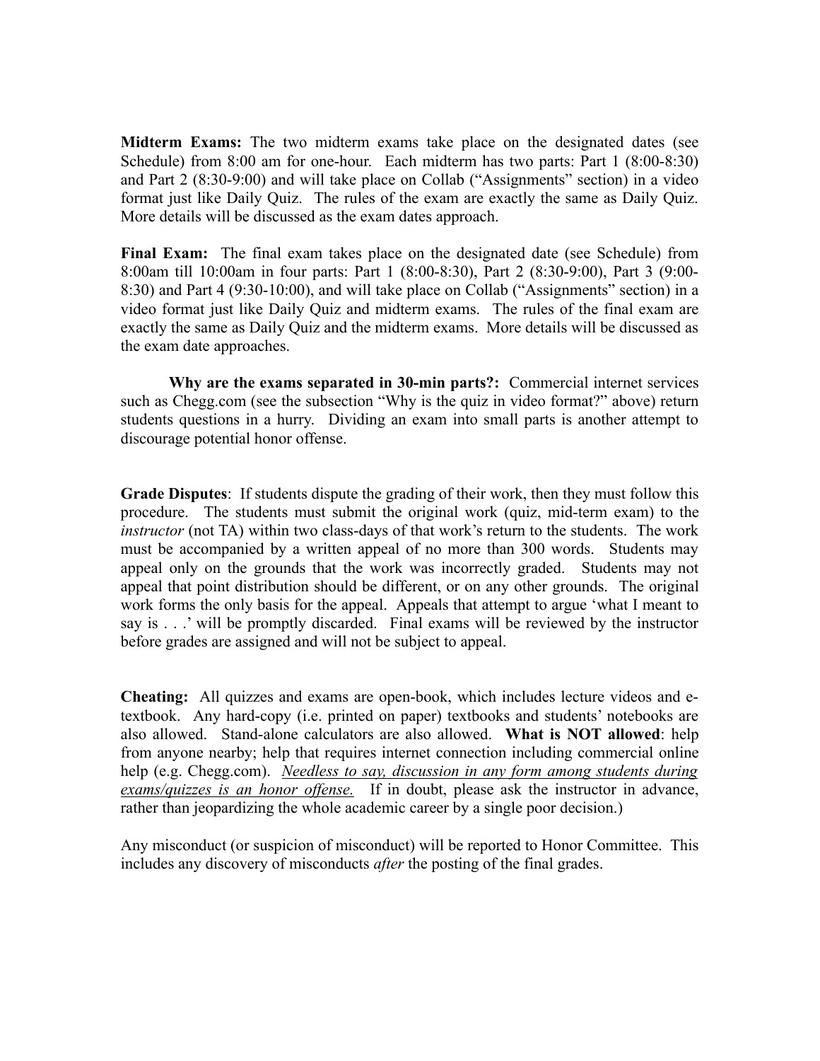**Midterm Exams:** The two midterm exams take place on the designated dates (see Schedule) from 8:00 am for one-hour. Each midterm has two parts: Part 1 (8:00-8:30) and Part 2 (8:30-9:00) and will take place on Collab ("Assignments" section) in a video format just like Daily Quiz. The rules of the exam are exactly the same as Daily Quiz. More details will be discussed as the exam dates approach.

**Final Exam:** The final exam takes place on the designated date (see Schedule) from 8:00am till 10:00am in four parts: Part 1 (8:00-8:30), Part 2 (8:30-9:00), Part 3 (9:00-8:30) and Part 4 (9:30-10:00), and will take place on Collab ("Assignments" section) in a video format just like Daily Quiz and midterm exams. The rules of the final exam are exactly the same as Daily Quiz and the midterm exams. More details will be discussed as the exam date approaches.

**Why are the exams separated in 30-min parts?:** Commercial internet services such as Chegg.com (see the subsection "Why is the quiz in video format?" above) return students questions in a hurry. Dividing an exam into small parts is another attempt to discourage potential honor offense.

**Grade Disputes**: If students dispute the grading of their work, then they must follow this procedure. The students must submit the original work (quiz, mid-term exam) to the *instructor* (not TA) within two class-days of that work's return to the students. The work must be accompanied by a written appeal of no more than 300 words. Students may appeal only on the grounds that the work was incorrectly graded. Students may not appeal that point distribution should be different, or on any other grounds. The original work forms the only basis for the appeal. Appeals that attempt to argue 'what I meant to say is . . .' will be promptly discarded. Final exams will be reviewed by the instructor before grades are assigned and will not be subject to appeal.

**Cheating:** All quizzes and exams are open-book, which includes lecture videos and e-textbook. Any hard-copy (i.e. printed on paper) textbooks and students' notebooks are also allowed. Stand-alone calculators are also allowed. **What is NOT allowed**: help from anyone nearby; help that requires internet connection including commercial online help (e.g. Chegg.com). *Needless to say, discussion in any form among students during exams/quizzes is an honor offense.* If in doubt, please ask the instructor in advance, rather than jeopardizing the whole academic career by a single poor decision.)

Any misconduct (or suspicion of misconduct) will be reported to Honor Committee. This includes any discovery of misconducts *after* the posting of the final grades.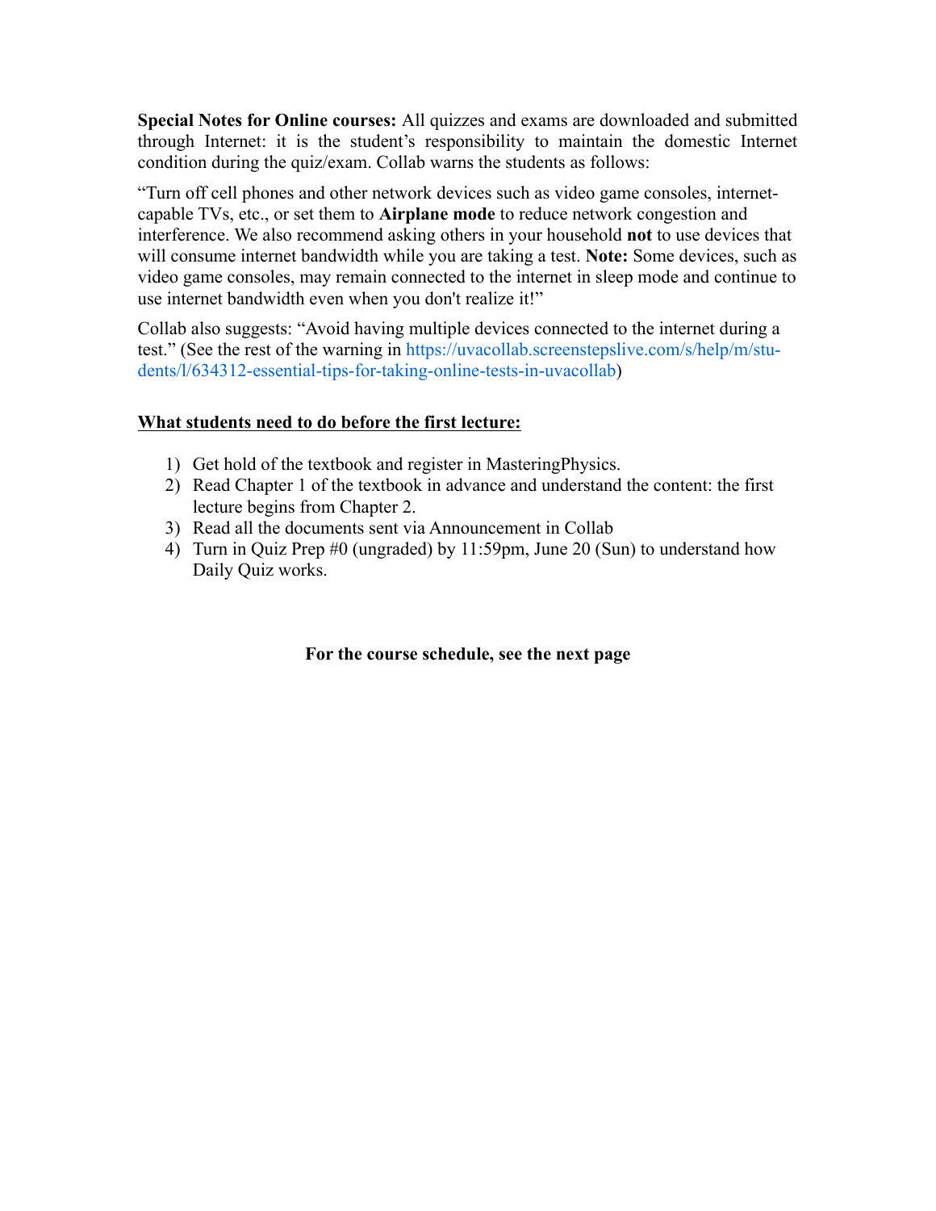**Special Notes for Online courses:** All quizzes and exams are downloaded and submitted through Internet: it is the student's responsibility to maintain the domestic Internet condition during the quiz/exam. Collab warns the students as follows:

"Turn off cell phones and other network devices such as video game consoles, internet-capable TVs, etc., or set them to **Airplane mode** to reduce network congestion and interference. We also recommend asking others in your household **not** to use devices that will consume internet bandwidth while you are taking a test. **Note:** Some devices, such as video game consoles, may remain connected to the internet in sleep mode and continue to use internet bandwidth even when you don't realize it!"

Collab also suggests: "Avoid having multiple devices connected to the internet during a test." (See the rest of the warning in https://uvacollab.screenstepslive.com/s/help/m/students/l/634312-essential-tips-for-taking-online-tests-in-uvacollab)

**<u>What students need to do before the first lecture:</u>**

1) Get hold of the textbook and register in MasteringPhysics.
2) Read Chapter 1 of the textbook in advance and understand the content: the first lecture begins from Chapter 2.
3) Read all the documents sent via Announcement in Collab
4) Turn in Quiz Prep #0 (ungraded) by 11:59pm, June 20 (Sun) to understand how Daily Quiz works.

**For the course schedule, see the next page**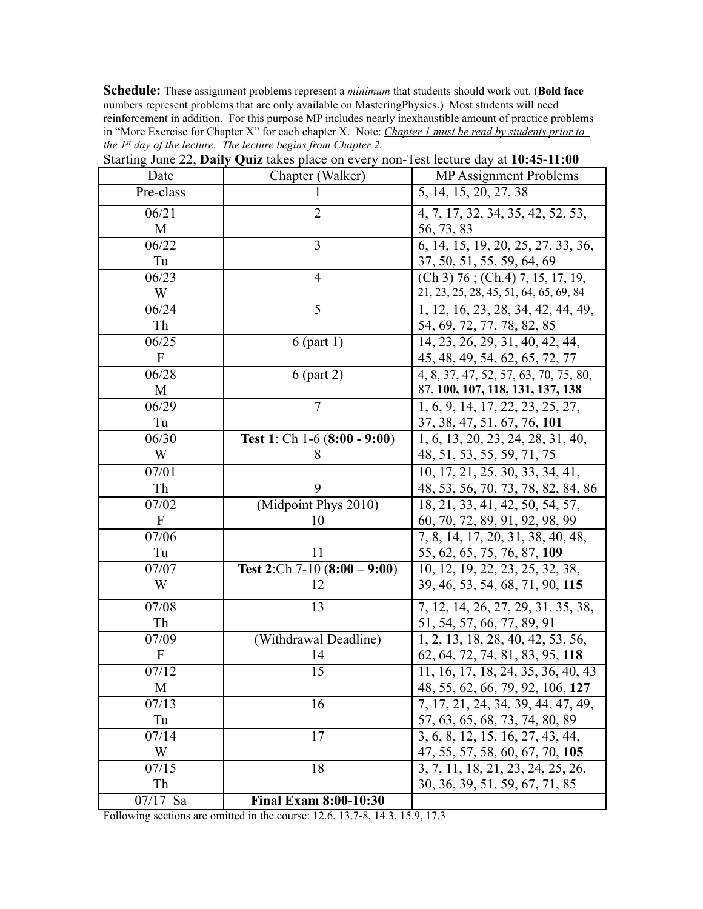**Schedule:** These assignment problems represent a *minimum* that students should work out. (**Bold face** numbers represent problems that are only available on MasteringPhysics.) Most students will need reinforcement in addition. For this purpose MP includes nearly inexhaustible amount of practice problems in "More Exercise for Chapter X" for each chapter X. Note: *Chapter 1 must be read by students prior to the 1st day of the lecture. The lecture begins from Chapter 2.*

Starting June 22, **Daily Quiz** takes place on every non-Test lecture day at **10:45-11:00**

| Date | Chapter (Walker) | MP Assignment Problems |
|---|---|---|
| Pre-class | 1 | 5, 14, 15, 20, 27, 38 |
| 06/21 M | 2 | 4, 7, 17, 32, 34, 35, 42, 52, 53, 56, 73, 83 |
| 06/22 Tu | 3 | 6, 14, 15, 19, 20, 25, 27, 33, 36, 37, 50, 51, 55, 59, 64, 69 |
| 06/23 W | 4 | (Ch 3) 76 ; (Ch.4) 7, 15, 17, 19, 21, 23, 25, 28, 45, 51, 64, 65, 69, 84 |
| 06/24 Th | 5 | 1, 12, 16, 23, 28, 34, 42, 44, 49, 54, 69, 72, 77, 78, 82, 85 |
| 06/25 F | 6 (part 1) | 14, 23, 26, 29, 31, 40, 42, 44, 45, 48, 49, 54, 62, 65, 72, 77 |
| 06/28 M | 6 (part 2) | 4, 8, 37, 47, 52, 57, 63, 70, 75, 80, 87, **100, 107, 118, 131, 137, 138** |
| 06/29 Tu | 7 | 1, 6, 9, 14, 17, 22, 23, 25, 27, 37, 38, 47, 51, 67, 76, **101** |
| 06/30 W | **Test 1**: Ch 1-6 (**8:00 - 9:00**) 8 | 1, 6, 13, 20, 23, 24, 28, 31, 40, 48, 51, 53, 55, 59, 71, 75 |
| 07/01 Th | 9 | 10, 17, 21, 25, 30, 33, 34, 41, 48, 53, 56, 70, 73, 78, 82, 84, 86 |
| 07/02 F | (Midpoint Phys 2010) 10 | 18, 21, 33, 41, 42, 50, 54, 57, 60, 70, 72, 89, 91, 92, 98, 99 |
| 07/06 Tu | 11 | 7, 8, 14, 17, 20, 31, 38, 40, 48, 55, 62, 65, 75, 76, 87, **109** |
| 07/07 W | **Test 2**:Ch 7-10 (**8:00 – 9:00**) 12 | 10, 12, 19, 22, 23, 25, 32, 38, 39, 46, 53, 54, 68, 71, 90, **115** |
| 07/08 Th | 13 | 7, 12, 14, 26, 27, 29, 31, 35, 38, 51, 54, 57, 66, 77, 89, 91 |
| 07/09 F | (Withdrawal Deadline) 14 | 1, 2, 13, 18, 28, 40, 42, 53, 56, 62, 64, 72, 74, 81, 83, 95, **118** |
| 07/12 M | 15 | 11, 16, 17, 18, 24, 35, 36, 40, 43 48, 55, 62, 66, 79, 92, 106, **127** |
| 07/13 Tu | 16 | 7, 17, 21, 24, 34, 39, 44, 47, 49, 57, 63, 65, 68, 73, 74, 80, 89 |
| 07/14 W | 17 | 3, 6, 8, 12, 15, 16, 27, 43, 44, 47, 55, 57, 58, 60, 67, 70, **105** |
| 07/15 Th | 18 | 3, 7, 11, 18, 21, 23, 24, 25, 26, 30, 36, 39, 51, 59, 67, 71, 85 |
| 07/17 Sa | **Final Exam 8:00-10:30** | |

Following sections are omitted in the course: 12.6, 13.7-8, 14.3, 15.9, 17.3